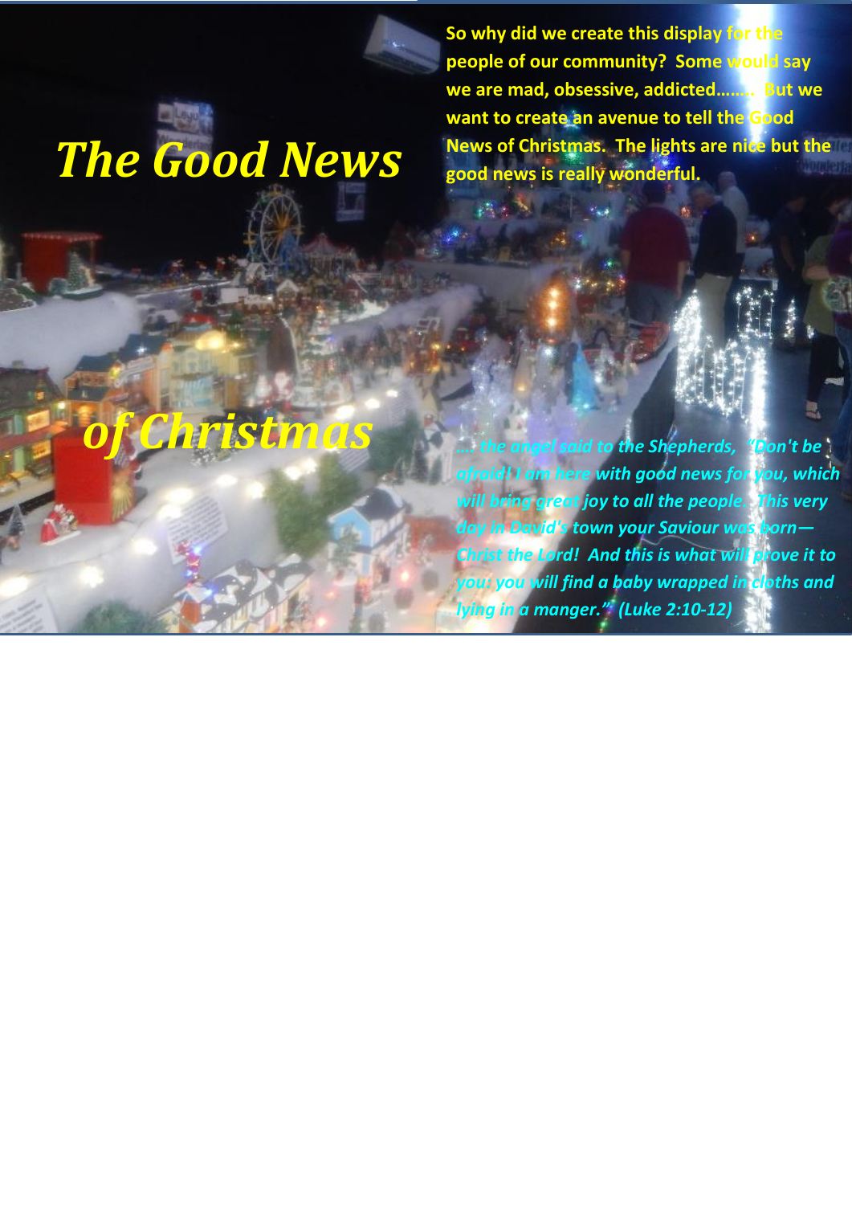# *The Good News of Christmas*

**So why did we create this display for the people of our community? Some would say we are mad, obsessive, addicted…….. But we want to create an avenue to tell the Good News of Christmas. The lights are nice but the good news is really wonderful.**

***…. the angel said to the Shepherds, "Don't be afraid! I am here with good news for you, which will bring great joy to all the people. This very day in David's town your Saviour was born—Christ the Lord! And this is what will prove it to you: you will find a baby wrapped in cloths and lying in a manger." (Luke 2:10-12)***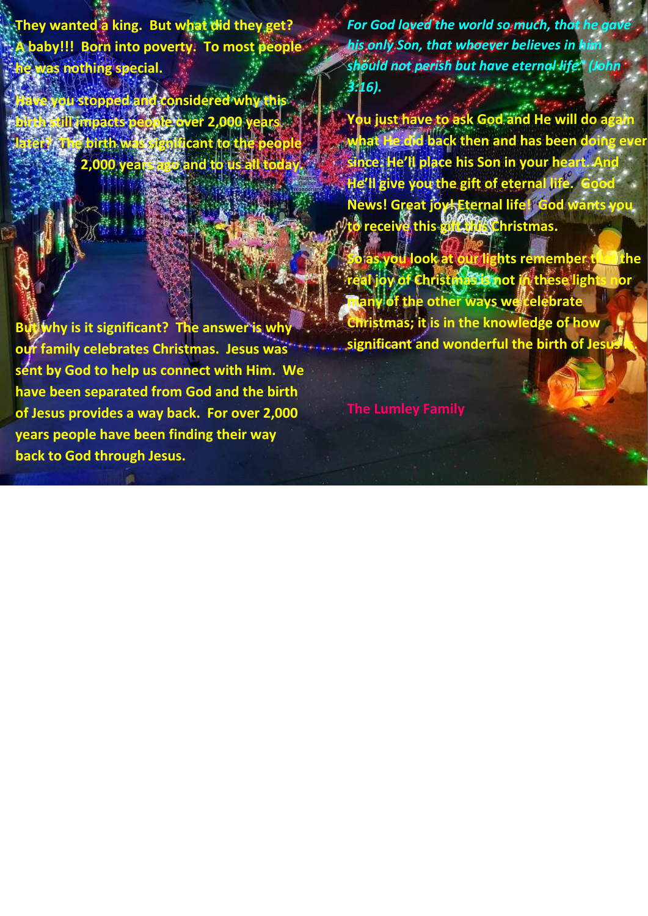They wanted a king. But what did they get? A baby!!! Born into poverty. To most people he was nothing special.

Have you stopped and considered why this birth still impacts people over 2,000 years later? The birth was significant to the people 2,000 years ago and to us all today.

But why is it significant? The answer is why our family celebrates Christmas. Jesus was sent by God to help us connect with Him. We have been separated from God and the birth of Jesus provides a way back. For over 2,000 years people have been finding their way back to God through Jesus.

*For God loved the world so much, that he gave his only Son, that whoever believes in him should not perish but have eternal life." (John 3:16).*

You just have to ask God and He will do again what He did back then and has been doing ever since. He'll place his Son in your heart. And He'll give you the gift of eternal life. Good News! Great joy! Eternal life! God wants you to receive this gift this Christmas.

So as you look at our lights remember that the real joy of Christmas is not in these lights nor many of the other ways we celebrate Christmas; it is in the knowledge of how significant and wonderful the birth of Jesus is.

The Lumley Family